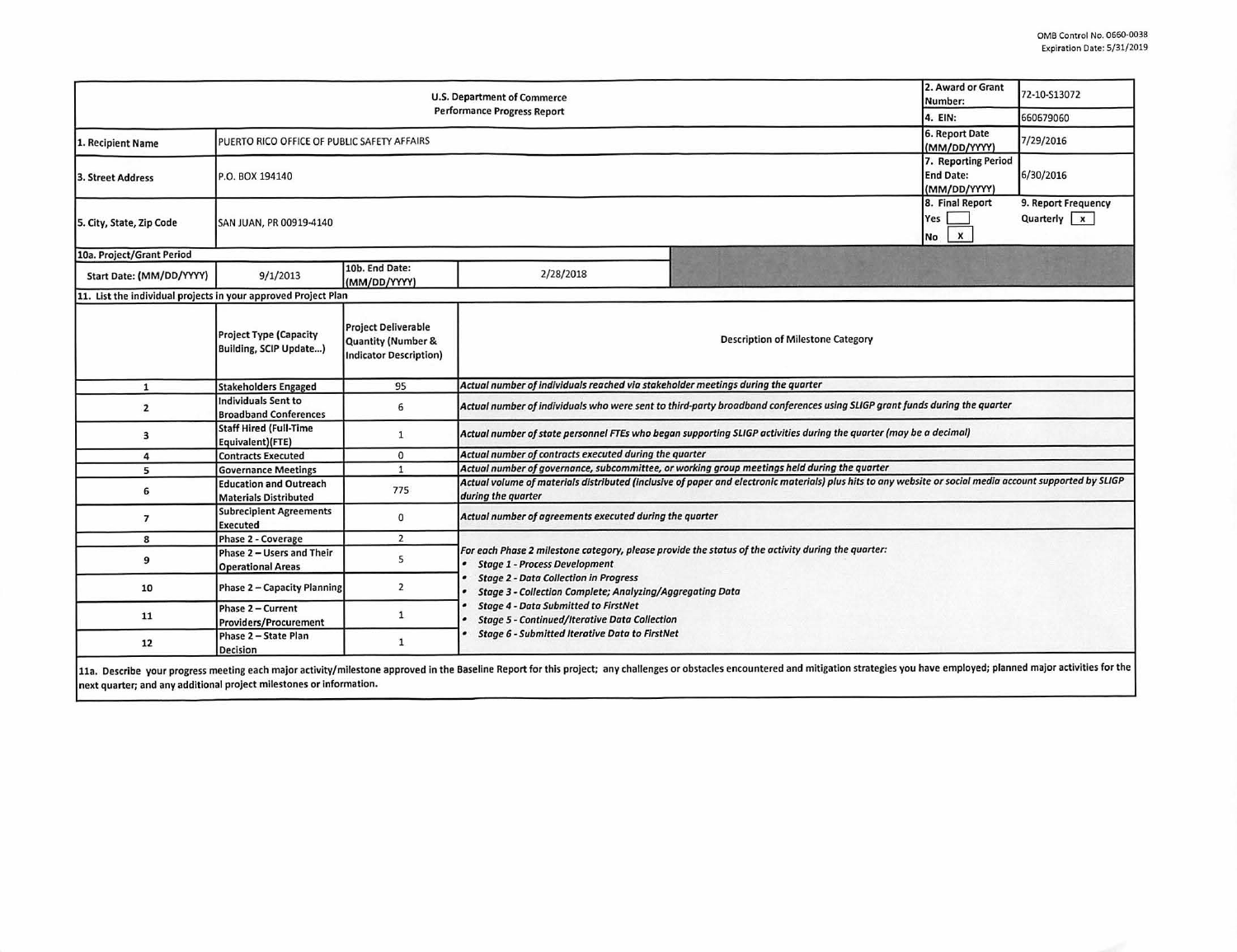OMB Control No. 0660-0038
Expiration Date: 5/31/2019

| U.S. Department of Commerce Performance Progress Report | | | | 2. Award or Grant Number: | 72-10-S13072 |
|---|---|---|---|---|---|
| | | | | 4. EIN: | 660679060 |
| 1. Recipient Name | PUERTO RICO OFFICE OF PUBLIC SAFETY AFFAIRS | | | 6. Report Date (MM/DD/YYYY) | 7/29/2016 |
| 3. Street Address | P.O. BOX 194140 | | | 7. Reporting Period End Date: (MM/DD/YYYY) | 6/30/2016 |
| 5. City, State, Zip Code | SAN JUAN, PR 00919-4140 | | | 8. Final Report Yes [ ] No [x] | 9. Report Frequency Quarterly [x] |
| 10a. Project/Grant Period | | | | | |
| Start Date: (MM/DD/YYYY) | 9/1/2013 | 10b. End Date: (MM/DD/YYYY) | 2/28/2018 | | |
| 11. List the individual projects in your approved Project Plan | | | | | |
| | Project Type (Capacity Building, SCIP Update...) | Project Deliverable Quantity (Number & Indicator Description) | Description of Milestone Category | | |
| 1 | Stakeholders Engaged | 95 | *Actual number of individuals reached via stakeholder meetings during the quarter* | | |
| 2 | Individuals Sent to Broadband Conferences | 6 | *Actual number of individuals who were sent to third-party broadband conferences using SLIGP grant funds during the quarter* | | |
| 3 | Staff Hired (Full-Time Equivalent)(FTE) | 1 | *Actual number of state personnel FTEs who began supporting SLIGP activities during the quarter (may be a decimal)* | | |
| 4 | Contracts Executed | 0 | *Actual number of contracts executed during the quarter* | | |
| 5 | Governance Meetings | 1 | *Actual number of governance, subcommittee, or working group meetings held during the quarter* | | |
| 6 | Education and Outreach Materials Distributed | 775 | *Actual volume of materials distributed (inclusive of paper and electronic materials) plus hits to any website or social media account supported by SLIGP during the quarter* | | |
| 7 | Subrecipient Agreements Executed | 0 | *Actual number of agreements executed during the quarter* | | |
| 8 | Phase 2 - Coverage | 2 | *For each Phase 2 milestone category, please provide the status of the activity during the quarter:*<br>• *Stage 1 - Process Development*<br>• *Stage 2 - Data Collection in Progress*<br>• *Stage 3 - Collection Complete; Analyzing/Aggregating Data*<br>• *Stage 4 - Data Submitted to FirstNet*<br>• *Stage 5 - Continued/Iterative Data Collection*<br>• *Stage 6 - Submitted Iterative Data to FirstNet* | | |
| 9 | Phase 2 – Users and Their Operational Areas | 5 | | | |
| 10 | Phase 2 – Capacity Planning | 2 | | | |
| 11 | Phase 2 – Current Providers/Procurement | 1 | | | |
| 12 | Phase 2 – State Plan Decision | 1 | | | |

11a. Describe your progress meeting each major activity/milestone approved in the Baseline Report for this project; any challenges or obstacles encountered and mitigation strategies you have employed; planned major activities for the next quarter; and any additional project milestones or information.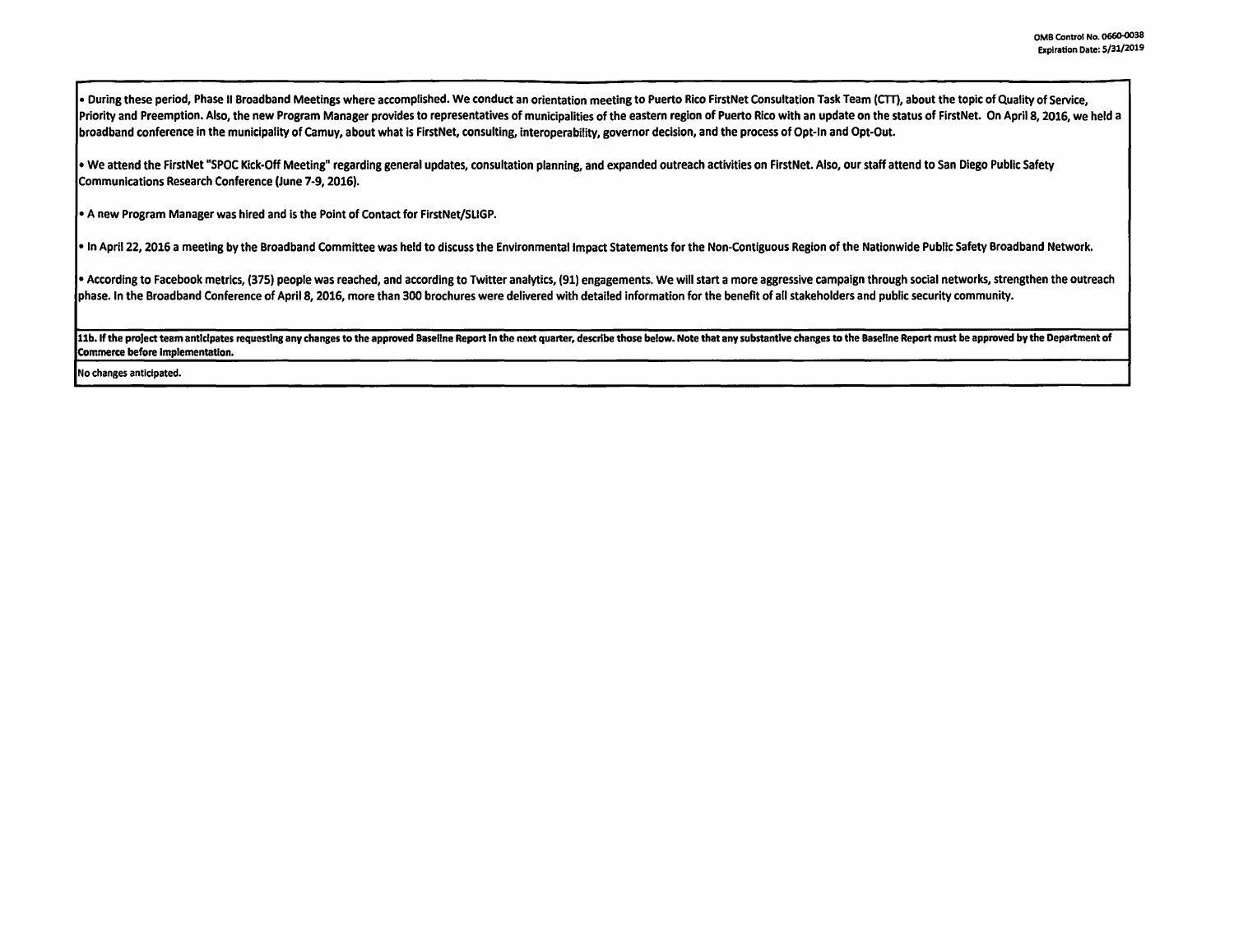- During these period, Phase II Broadband Meetings where accomplished. We conduct an orientation meeting to Puerto Rico FirstNet Consultation Task Team (CTT), about the topic of Quality of Service, Priority and Preemption. Also, the new Program Manager provides to representatives of municipalities of the eastern region of Puerto Rico with an update on the status of FirstNet. On April 8, 2016, we held a broadband conference in the municipality of Camuy, about what is FirstNet, consulting, interoperability, governor decision, and the process of Opt-In and Opt-Out.

- We attend the FirstNet "SPOC Kick-Off Meeting" regarding general updates, consultation planning, and expanded outreach activities on FirstNet. Also, our staff attend to San Diego Public Safety Communications Research Conference (June 7-9, 2016).

- A new Program Manager was hired and is the Point of Contact for FirstNet/SLIGP.

- In April 22, 2016 a meeting by the Broadband Committee was held to discuss the Environmental Impact Statements for the Non-Contiguous Region of the Nationwide Public Safety Broadband Network.

- According to Facebook metrics, (375) people was reached, and according to Twitter analytics, (91) engagements. We will start a more aggressive campaign through social networks, strengthen the outreach phase. In the Broadband Conference of April 8, 2016, more than 300 brochures were delivered with detailed information for the benefit of all stakeholders and public security community.

**11b. If the project team anticipates requesting any changes to the approved Baseline Report in the next quarter, describe those below. Note that any substantive changes to the Baseline Report must be approved by the Department of Commerce before implementation.**

No changes anticipated.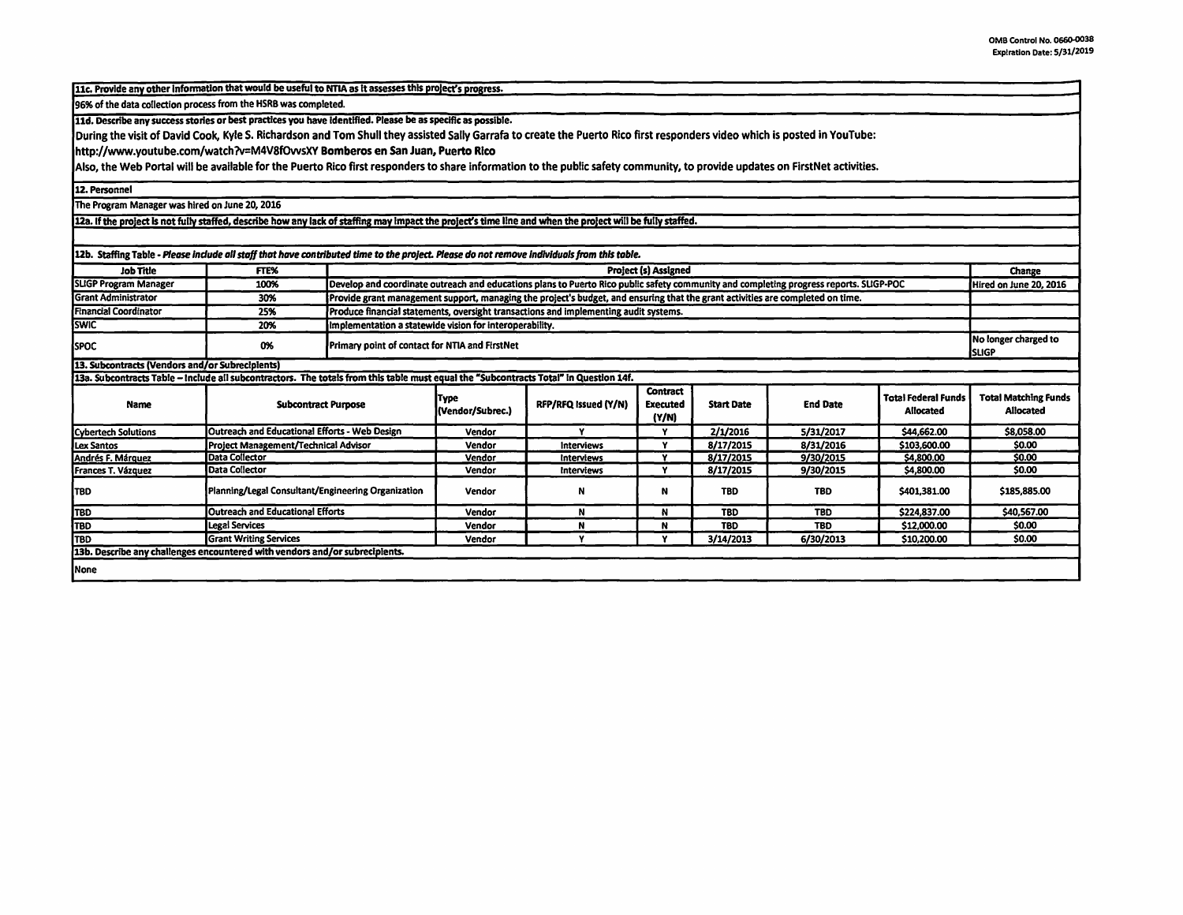**11c. Provide any other information that would be useful to NTIA as it assesses this project's progress.**

96% of the data collection process from the HSRB was completed.

**11d. Describe any success stories or best practices you have identified. Please be as specific as possible.**

During the visit of David Cook, Kyle S. Richardson and Tom Shull they assisted Sally Garrafa to create the Puerto Rico first responders video which is posted in YouTube:

http://www.youtube.com/watch?v=M4V8fOvvsXY **Bomberos en San Juan, Puerto Rico**

Also, the Web Portal will be available for the Puerto Rico first responders to share information to the public safety community, to provide updates on FirstNet activities.

**12. Personnel**

The Program Manager was hired on June 20, 2016

**12a. If the project is not fully staffed, describe how any lack of staffing may impact the project's time line and when the project will be fully staffed.**

**12b. Staffing Table** - *Please include all staff that have contributed time to the project. Please do not remove individuals from this table.*

| Job Title | FTE% | Project (s) Assigned | Change |
|---|---|---|---|
| SLIGP Program Manager | 100% | Develop and coordinate outreach and educations plans to Puerto Rico public safety community and completing progress reports. SLIGP-POC | Hired on June 20, 2016 |
| Grant Administrator | 30% | Provide grant management support, managing the project's budget, and ensuring that the grant activities are completed on time. | |
| Financial Coordinator | 25% | Produce financial statements, oversight transactions and implementing audit systems. | |
| SWIC | 20% | Implementation a statewide vision for interoperability. | |
| SPOC | 0% | Primary point of contact for NTIA and FirstNet | No longer charged to SLIGP |

**13. Subcontracts (Vendors and/or Subrecipients)**

**13a. Subcontracts Table – Include all subcontractors. The totals from this table must equal the "Subcontracts Total" in Question 14f.**

| Name | Subcontract Purpose | Type (Vendor/Subrec.) | RFP/RFQ Issued (Y/N) | Contract Executed (Y/N) | Start Date | End Date | Total Federal Funds Allocated | Total Matching Funds Allocated |
|---|---|---|---|---|---|---|---|---|
| Cybertech Solutions | Outreach and Educational Efforts - Web Design | Vendor | Y | Y | 2/1/2016 | 5/31/2017 | $44,662.00 | $8,058.00 |
| Lex Santos | Project Management/Technical Advisor | Vendor | Interviews | Y | 8/17/2015 | 8/31/2016 | $103,600.00 | $0.00 |
| Andrés F. Márquez | Data Collector | Vendor | Interviews | Y | 8/17/2015 | 9/30/2015 | $4,800.00 | $0.00 |
| Frances T. Vázquez | Data Collector | Vendor | Interviews | Y | 8/17/2015 | 9/30/2015 | $4,800.00 | $0.00 |
| TBD | Planning/Legal Consultant/Engineering Organization | Vendor | N | N | TBD | TBD | $401,381.00 | $185,885.00 |
| TBD | Outreach and Educational Efforts | Vendor | N | N | TBD | TBD | $224,837.00 | $40,567.00 |
| TBD | Legal Services | Vendor | N | N | TBD | TBD | $12,000.00 | $0.00 |
| TBD | Grant Writing Services | Vendor | Y | Y | 3/14/2013 | 6/30/2013 | $10,200.00 | $0.00 |

**13b. Describe any challenges encountered with vendors and/or subrecipients.**

None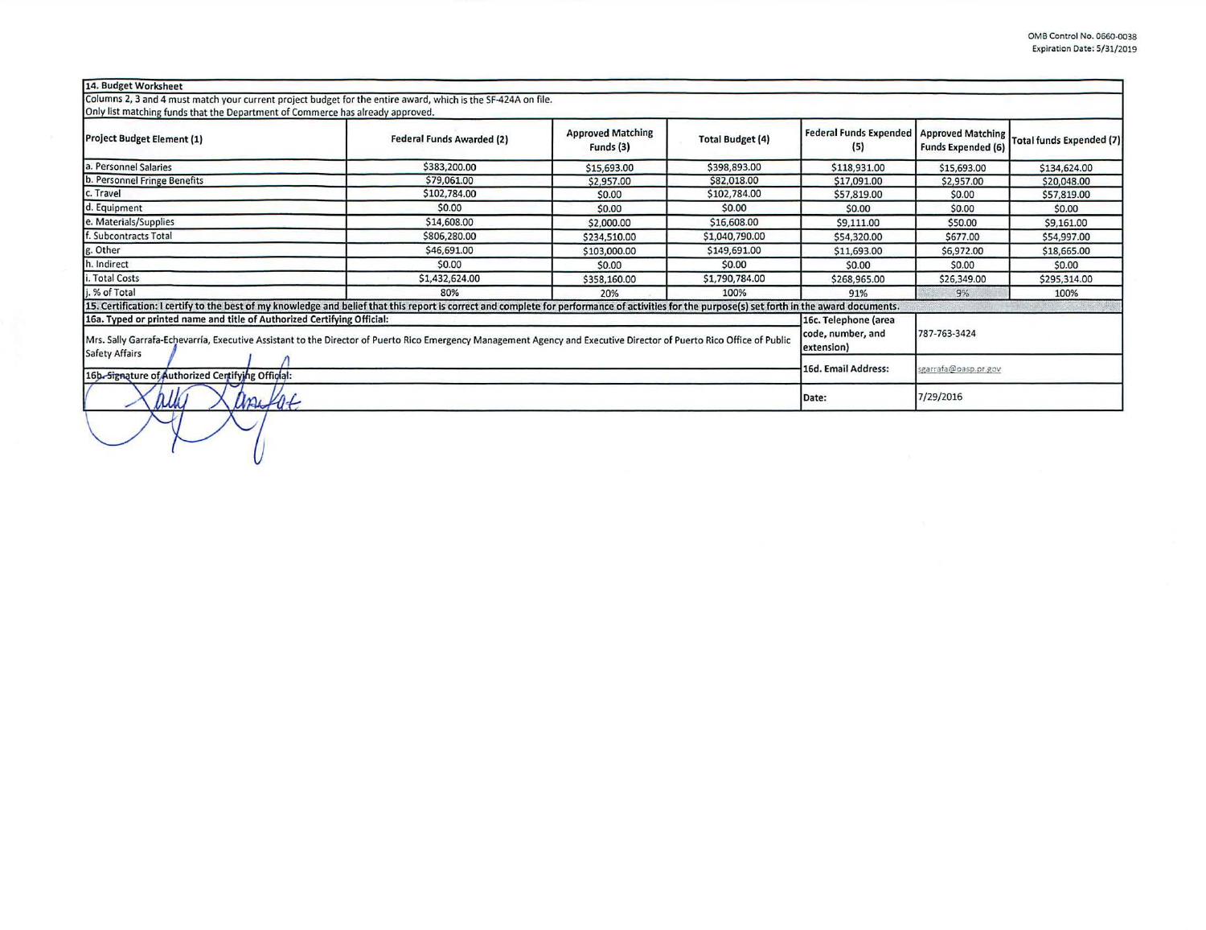OMB Control No. 0660-0038
Expiration Date: 5/31/2019

## 14. Budget Worksheet

Columns 2, 3 and 4 must match your current project budget for the entire award, which is the SF-424A on file.
Only list matching funds that the Department of Commerce has already approved.

| Project Budget Element (1) | Federal Funds Awarded (2) | Approved Matching Funds (3) | Total Budget (4) | Federal Funds Expended (5) | Approved Matching Funds Expended (6) | Total funds Expended (7) |
|---|---|---|---|---|---|---|
| a. Personnel Salaries | $383,200.00 | $15,693.00 | $398,893.00 | $118,931.00 | $15,693.00 | $134,624.00 |
| b. Personnel Fringe Benefits | $79,061.00 | $2,957.00 | $82,018.00 | $17,091.00 | $2,957.00 | $20,048.00 |
| c. Travel | $102,784.00 | $0.00 | $102,784.00 | $57,819.00 | $0.00 | $57,819.00 |
| d. Equipment | $0.00 | $0.00 | $0.00 | $0.00 | $0.00 | $0.00 |
| e. Materials/Supplies | $14,608.00 | $2,000.00 | $16,608.00 | $9,111.00 | $50.00 | $9,161.00 |
| f. Subcontracts Total | $806,280.00 | $234,510.00 | $1,040,790.00 | $54,320.00 | $677.00 | $54,997.00 |
| g. Other | $46,691.00 | $103,000.00 | $149,691.00 | $11,693.00 | $6,972.00 | $18,665.00 |
| h. Indirect | $0.00 | $0.00 | $0.00 | $0.00 | $0.00 | $0.00 |
| i. Total Costs | $1,432,624.00 | $358,160.00 | $1,790,784.00 | $268,965.00 | $26,349.00 | $295,314.00 |
| j. % of Total | 80% | 20% | 100% | 91% | 9% | 100% |

**15. Certification: I certify to the best of my knowledge and belief that this report is correct and complete for performance of activities for the purpose(s) set forth in the award documents.**

| | | |
|---|---|---|
| **16a. Typed or printed name and title of Authorized Certifying Official:** Mrs. Sally Garrafa-Echevarría, Executive Assistant to the Director of Puerto Rico Emergency Management Agency and Executive Director of Puerto Rico Office of Public Safety Affairs | 16c. Telephone (area code, number, and extension) | 787-763-3424 |
| **16b. Signature of Authorized Certifying Official:** | 16d. Email Address: | sgarrafa@oasp.pr.gov |
| Sally Garrafa | Date: | 7/29/2016 |